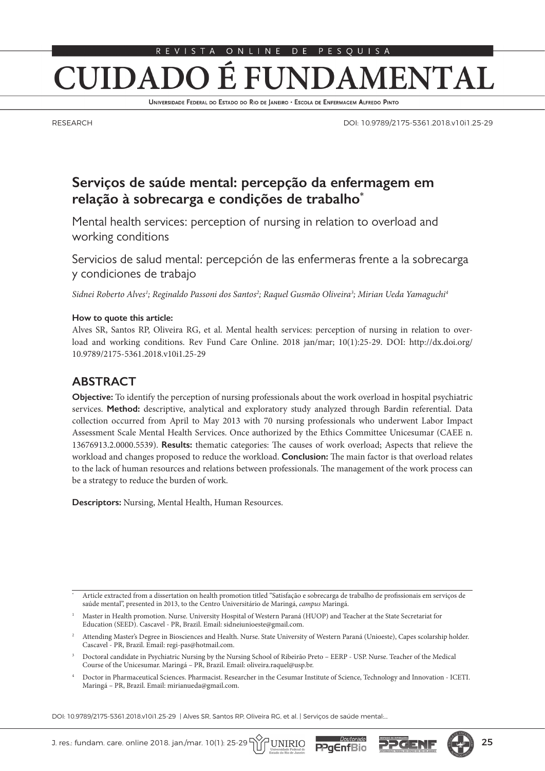RESEARCH

DOI: 10.9789/2175-5361.2018.v10i1.25-29

# Serviços de saúde mental: percepção da enfermagem em relação à sobrecarga e condições de trabalho*

Mental health services: perception of nursing in relation to overload and working conditions

Servicios de salud mental: percepción de las enfermeras frente a la sobrecarga y condiciones de trabajo

*Sidnei Roberto Alves[1]; Reginaldo Passoni dos Santos[2]; Raquel Gusmão Oliveira[3]; Mirian Ueda Yamaguchi[4]*

**How to quote this article:**

Alves SR, Santos RP, Oliveira RG, et al. Mental health services: perception of nursing in relation to overload and working conditions. Rev Fund Care Online. 2018 jan/mar; 10(1):25-29. DOI: http://dx.doi.org/10.9789/2175-5361.2018.v10i1.25-29

## ABSTRACT

**Objective:** To identify the perception of nursing professionals about the work overload in hospital psychiatric services. **Method:** descriptive, analytical and exploratory study analyzed through Bardin referential. Data collection occurred from April to May 2013 with 70 nursing professionals who underwent Labor Impact Assessment Scale Mental Health Services. Once authorized by the Ethics Committee Unicesumar (CAEE n. 13676913.2.0000.5539). **Results:** thematic categories: The causes of work overload; Aspects that relieve the workload and changes proposed to reduce the workload. **Conclusion:** The main factor is that overload relates to the lack of human resources and relations between professionals. The management of the work process can be a strategy to reduce the burden of work.

**Descriptors:** Nursing, Mental Health, Human Resources.

---

\* Article extracted from a dissertation on health promotion titled "Satisfação e sobrecarga de trabalho de profissionais em serviços de saúde mental", presented in 2013, to the Centro Universitário de Maringá, *campus* Maringá.

[1] Master in Health promotion. Nurse. University Hospital of Western Paraná (HUOP) and Teacher at the State Secretariat for Education (SEED). Cascavel - PR, Brazil. Email: sidneiunioeste@gmail.com.

[2] Attending Master's Degree in Biosciences and Health. Nurse. State University of Western Paraná (Unioeste), Capes scolarship holder. Cascavel - PR, Brazil. Email: regi-pas@hotmail.com.

[3] Doctoral candidate in Psychiatric Nursing by the Nursing School of Ribeirão Preto – EERP - USP. Nurse. Teacher of the Medical Course of the Unicesumar. Maringá – PR, Brazil. Email: oliveira.raquel@usp.br.

[4] Doctor in Pharmaceutical Sciences. Pharmacist. Researcher in the Cesumar Institute of Science, Technology and Innovation - ICETI. Maringá – PR, Brazil. Email: mirianueda@gmail.com.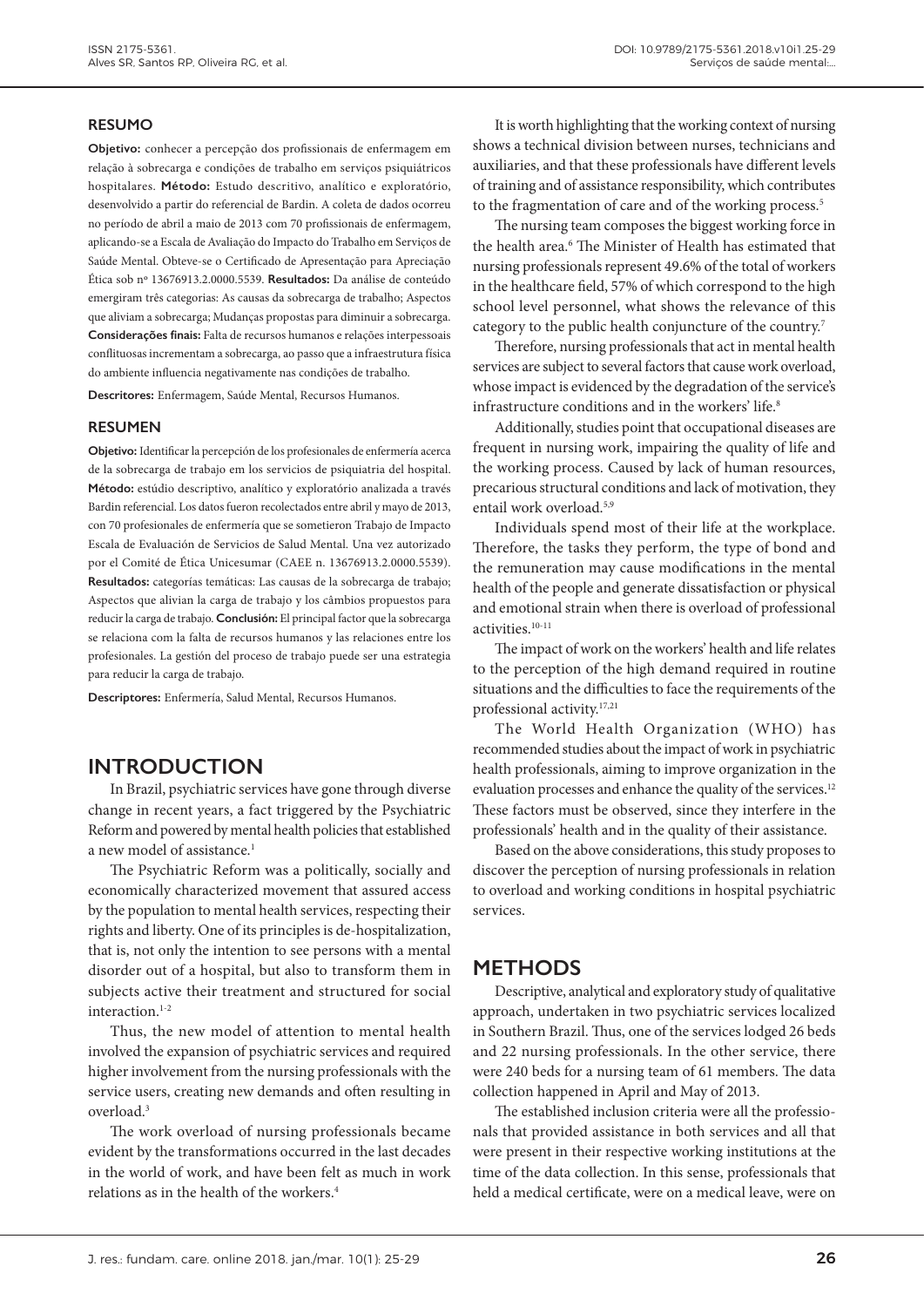#### RESUMO

**Objetivo:** conhecer a percepção dos profissionais de enfermagem em relação à sobrecarga e condições de trabalho em serviços psiquiátricos hospitalares. **Método:** Estudo descritivo, analítico e exploratório, desenvolvido a partir do referencial de Bardin. A coleta de dados ocorreu no período de abril a maio de 2013 com 70 profissionais de enfermagem, aplicando-se a Escala de Avaliação do Impacto do Trabalho em Serviços de Saúde Mental. Obteve-se o Certificado de Apresentação para Apreciação Ética sob nº 13676913.2.0000.5539. **Resultados:** Da análise de conteúdo emergiram três categorias: As causas da sobrecarga de trabalho; Aspectos que aliviam a sobrecarga; Mudanças propostas para diminuir a sobrecarga. **Considerações finais:** Falta de recursos humanos e relações interpessoais conflituosas incrementam a sobrecarga, ao passo que a infraestrutura física do ambiente influencia negativamente nas condições de trabalho.

**Descritores:** Enfermagem, Saúde Mental, Recursos Humanos.

#### RESUMEN

**Objetivo:** Identificar la percepción de los profesionales de enfermería acerca de la sobrecarga de trabajo en los servicios de psiquiatría del hospital. **Método:** estúdio descriptivo, analítico y exploratório analizada a través Bardin referencial. Los datos fueron recolectados entre abril y mayo de 2013, con 70 profesionales de enfermería que se sometieron Trabajo de Impacto Escala de Evaluación de Servicios de Salud Mental. Una vez autorizado por el Comité de Ética Unicesumar (CAEE n. 13676913.2.0000.5539). **Resultados:** categorías temáticas: Las causas de la sobrecarga de trabajo; Aspectos que alivian la carga de trabajo y los câmbios propuestos para reducir la carga de trabajo. **Conclusión:** El principal factor que la sobrecarga se relaciona com la falta de recursos humanos y las relaciones entre los profesionales. La gestión del proceso de trabajo puede ser una estrategia para reducir la carga de trabajo.

**Descriptores:** Enfermería, Salud Mental, Recursos Humanos.

## INTRODUCTION

In Brazil, psychiatric services have gone through diverse change in recent years, a fact triggered by the Psychiatric Reform and powered by mental health policies that established a new model of assistance.[1]

The Psychiatric Reform was a politically, socially and economically characterized movement that assured access by the population to mental health services, respecting their rights and liberty. One of its principles is de-hospitalization, that is, not only the intention to see persons with a mental disorder out of a hospital, but also to transform them in subjects active their treatment and structured for social interaction.[1-2]

Thus, the new model of attention to mental health involved the expansion of psychiatric services and required higher involvement from the nursing professionals with the service users, creating new demands and often resulting in overload.[3]

The work overload of nursing professionals became evident by the transformations occurred in the last decades in the world of work, and have been felt as much in work relations as in the health of the workers.[4]

It is worth highlighting that the working context of nursing shows a technical division between nurses, technicians and auxiliaries, and that these professionals have different levels of training and of assistance responsibility, which contributes to the fragmentation of care and of the working process.[5]

The nursing team composes the biggest working force in the health area.[6] The Minister of Health has estimated that nursing professionals represent 49.6% of the total of workers in the healthcare field, 57% of which correspond to the high school level personnel, what shows the relevance of this category to the public health conjuncture of the country.[7]

Therefore, nursing professionals that act in mental health services are subject to several factors that cause work overload, whose impact is evidenced by the degradation of the service's infrastructure conditions and in the workers' life.[8]

Additionally, studies point that occupational diseases are frequent in nursing work, impairing the quality of life and the working process. Caused by lack of human resources, precarious structural conditions and lack of motivation, they entail work overload.[5,9]

Individuals spend most of their life at the workplace. Therefore, the tasks they perform, the type of bond and the remuneration may cause modifications in the mental health of the people and generate dissatisfaction or physical and emotional strain when there is overload of professional activities.[10-11]

The impact of work on the workers' health and life relates to the perception of the high demand required in routine situations and the difficulties to face the requirements of the professional activity.[17,21]

The World Health Organization (WHO) has recommended studies about the impact of work in psychiatric health professionals, aiming to improve organization in the evaluation processes and enhance the quality of the services.[12] These factors must be observed, since they interfere in the professionals' health and in the quality of their assistance.

Based on the above considerations, this study proposes to discover the perception of nursing professionals in relation to overload and working conditions in hospital psychiatric services.

## METHODS

Descriptive, analytical and exploratory study of qualitative approach, undertaken in two psychiatric services localized in Southern Brazil. Thus, one of the services lodged 26 beds and 22 nursing professionals. In the other service, there were 240 beds for a nursing team of 61 members. The data collection happened in April and May of 2013.

The established inclusion criteria were all the professionals that provided assistance in both services and all that were present in their respective working institutions at the time of the data collection. In this sense, professionals that held a medical certificate, were on a medical leave, were on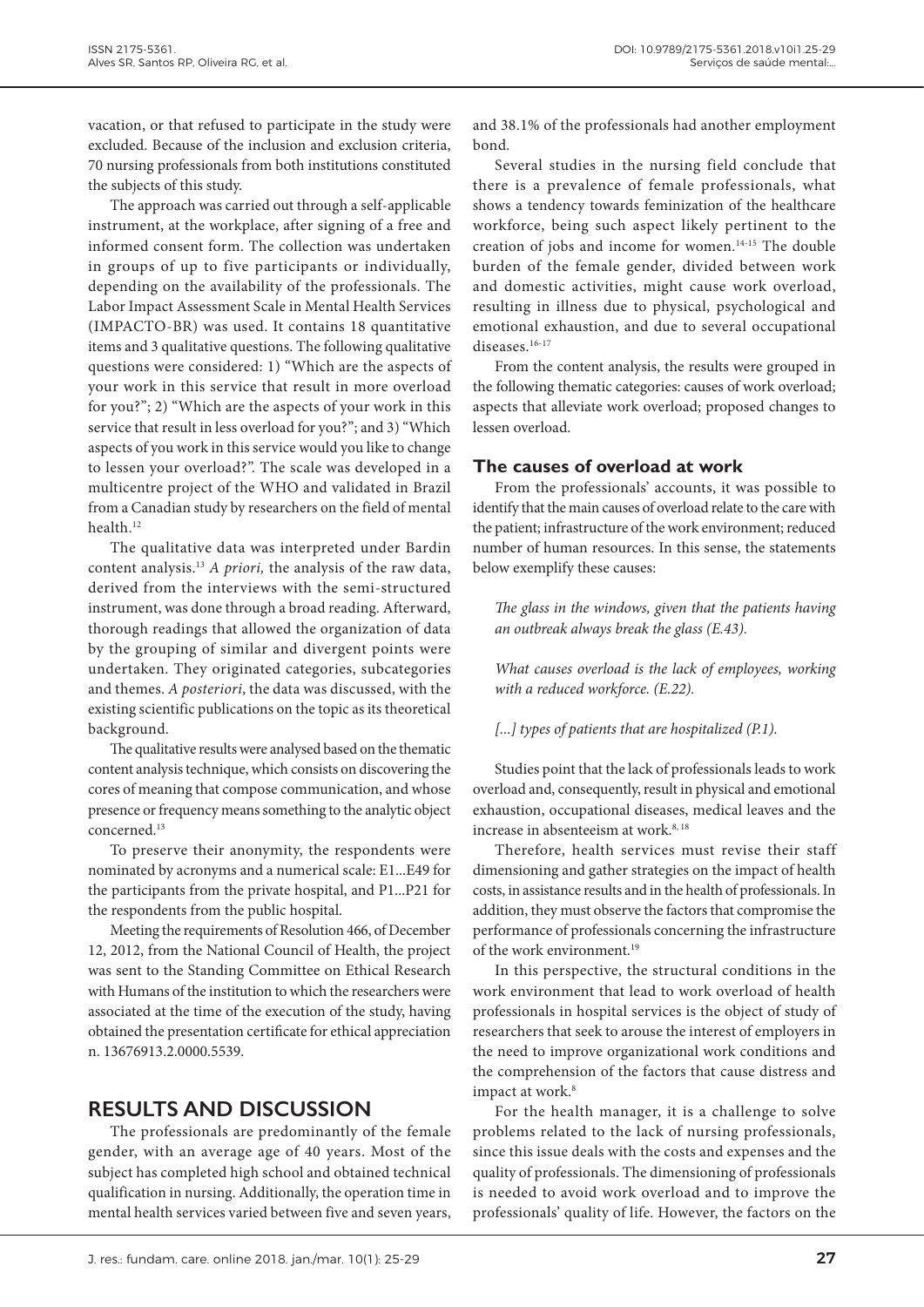vacation, or that refused to participate in the study were excluded. Because of the inclusion and exclusion criteria, 70 nursing professionals from both institutions constituted the subjects of this study.

The approach was carried out through a self-applicable instrument, at the workplace, after signing of a free and informed consent form. The collection was undertaken in groups of up to five participants or individually, depending on the availability of the professionals. The Labor Impact Assessment Scale in Mental Health Services (IMPACTO-BR) was used. It contains 18 quantitative items and 3 qualitative questions. The following qualitative questions were considered: 1) "Which are the aspects of your work in this service that result in more overload for you?"; 2) "Which are the aspects of your work in this service that result in less overload for you?"; and 3) "Which aspects of you work in this service would you like to change to lessen your overload?". The scale was developed in a multicentre project of the WHO and validated in Brazil from a Canadian study by researchers on the field of mental health.[12]

The qualitative data was interpreted under Bardin content analysis.[13] *A priori,* the analysis of the raw data, derived from the interviews with the semi-structured instrument, was done through a broad reading. Afterward, thorough readings that allowed the organization of data by the grouping of similar and divergent points were undertaken. They originated categories, subcategories and themes. *A posteriori*, the data was discussed, with the existing scientific publications on the topic as its theoretical background.

The qualitative results were analysed based on the thematic content analysis technique, which consists on discovering the cores of meaning that compose communication, and whose presence or frequency means something to the analytic object concerned.[13]

To preserve their anonymity, the respondents were nominated by acronyms and a numerical scale: E1...E49 for the participants from the private hospital, and P1...P21 for the respondents from the public hospital.

Meeting the requirements of Resolution 466, of December 12, 2012, from the National Council of Health, the project was sent to the Standing Committee on Ethical Research with Humans of the institution to which the researchers were associated at the time of the execution of the study, having obtained the presentation certificate for ethical appreciation n. 13676913.2.0000.5539.

## RESULTS AND DISCUSSION

The professionals are predominantly of the female gender, with an average age of 40 years. Most of the subject has completed high school and obtained technical qualification in nursing. Additionally, the operation time in mental health services varied between five and seven years, and 38.1% of the professionals had another employment bond.

Several studies in the nursing field conclude that there is a prevalence of female professionals, what shows a tendency towards feminization of the healthcare workforce, being such aspect likely pertinent to the creation of jobs and income for women.[14-15] The double burden of the female gender, divided between work and domestic activities, might cause work overload, resulting in illness due to physical, psychological and emotional exhaustion, and due to several occupational diseases.[16-17]

From the content analysis, the results were grouped in the following thematic categories: causes of work overload; aspects that alleviate work overload; proposed changes to lessen overload.

### The causes of overload at work

From the professionals' accounts, it was possible to identify that the main causes of overload relate to the care with the patient; infrastructure of the work environment; reduced number of human resources. In this sense, the statements below exemplify these causes:

> *The glass in the windows, given that the patients having an outbreak always break the glass (E.43).*

> *What causes overload is the lack of employees, working with a reduced workforce. (E.22).*

> *[...] types of patients that are hospitalized (P.1).*

Studies point that the lack of professionals leads to work overload and, consequently, result in physical and emotional exhaustion, occupational diseases, medical leaves and the increase in absenteeism at work.[8, 18]

Therefore, health services must revise their staff dimensioning and gather strategies on the impact of health costs, in assistance results and in the health of professionals. In addition, they must observe the factors that compromise the performance of professionals concerning the infrastructure of the work environment.[19]

In this perspective, the structural conditions in the work environment that lead to work overload of health professionals in hospital services is the object of study of researchers that seek to arouse the interest of employers in the need to improve organizational work conditions and the comprehension of the factors that cause distress and impact at work.[8]

For the health manager, it is a challenge to solve problems related to the lack of nursing professionals, since this issue deals with the costs and expenses and the quality of professionals. The dimensioning of professionals is needed to avoid work overload and to improve the professionals' quality of life. However, the factors on the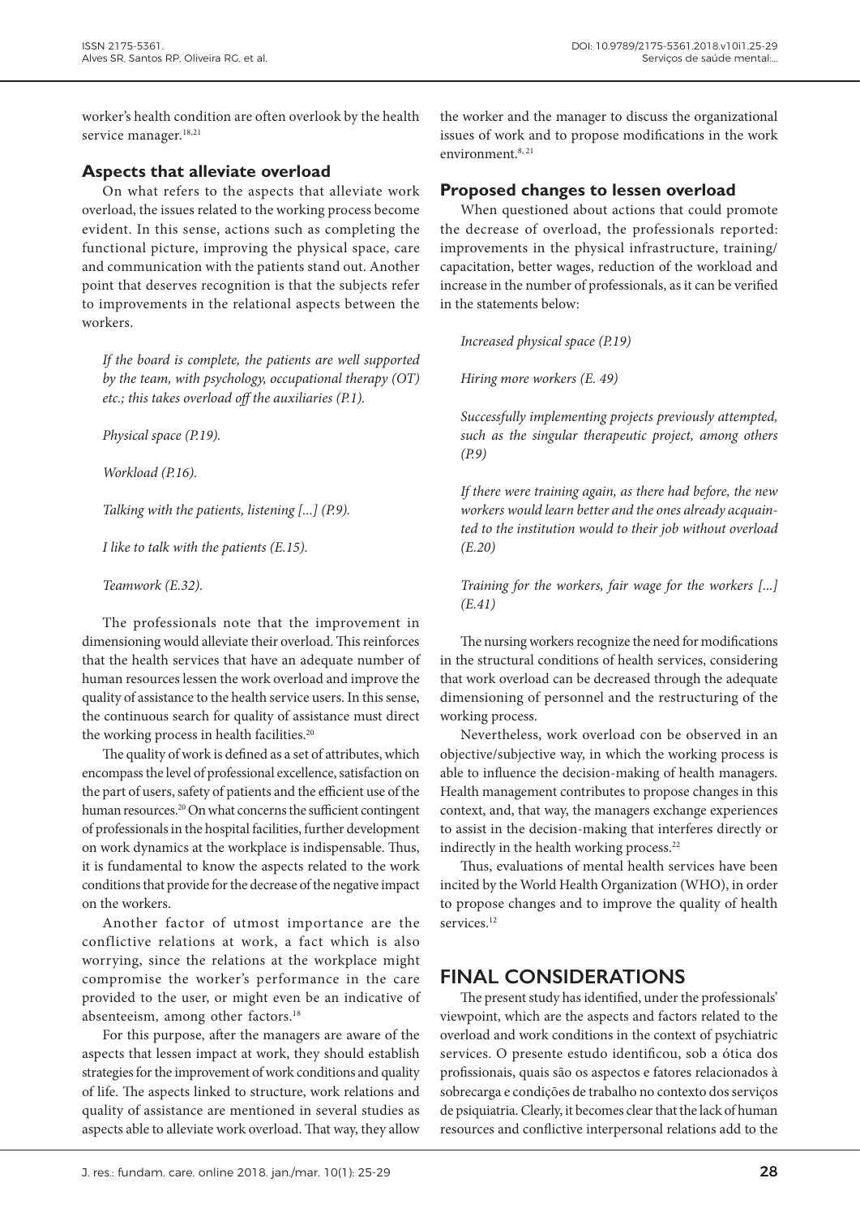worker's health condition are often overlook by the health service manager.[18,21]

### Aspects that alleviate overload

On what refers to the aspects that alleviate work overload, the issues related to the working process become evident. In this sense, actions such as completing the functional picture, improving the physical space, care and communication with the patients stand out. Another point that deserves recognition is that the subjects refer to improvements in the relational aspects between the workers.

> *If the board is complete, the patients are well supported by the team, with psychology, occupational therapy (OT) etc.; this takes overload off the auxiliaries (P.1).*
>
> *Physical space (P.19).*
>
> *Workload (P.16).*
>
> *Talking with the patients, listening [...] (P.9).*
>
> *I like to talk with the patients (E.15).*
>
> *Teamwork (E.32).*

The professionals note that the improvement in dimensioning would alleviate their overload. This reinforces that the health services that have an adequate number of human resources lessen the work overload and improve the quality of assistance to the health service users. In this sense, the continuous search for quality of assistance must direct the working process in health facilities.[20]

The quality of work is defined as a set of attributes, which encompass the level of professional excellence, satisfaction on the part of users, safety of patients and the efficient use of the human resources.[20] On what concerns the sufficient contingent of professionals in the hospital facilities, further development on work dynamics at the workplace is indispensable. Thus, it is fundamental to know the aspects related to the work conditions that provide for the decrease of the negative impact on the workers.

Another factor of utmost importance are the conflictive relations at work, a fact which is also worrying, since the relations at the workplace might compromise the worker's performance in the care provided to the user, or might even be an indicative of absenteeism, among other factors.[18]

For this purpose, after the managers are aware of the aspects that lessen impact at work, they should establish strategies for the improvement of work conditions and quality of life. The aspects linked to structure, work relations and quality of assistance are mentioned in several studies as aspects able to alleviate work overload. That way, they allow the worker and the manager to discuss the organizational issues of work and to propose modifications in the work environment.[8, 21]

### Proposed changes to lessen overload

When questioned about actions that could promote the decrease of overload, the professionals reported: improvements in the physical infrastructure, training/capacitation, better wages, reduction of the workload and increase in the number of professionals, as it can be verified in the statements below:

> *Increased physical space (P.19)*
>
> *Hiring more workers (E. 49)*
>
> *Successfully implementing projects previously attempted, such as the singular therapeutic project, among others (P.9)*
>
> *If there were training again, as there had before, the new workers would learn better and the ones already acquainted to the institution would to their job without overload (E.20)*
>
> *Training for the workers, fair wage for the workers [...] (E.41)*

The nursing workers recognize the need for modifications in the structural conditions of health services, considering that work overload can be decreased through the adequate dimensioning of personnel and the restructuring of the working process.

Nevertheless, work overload con be observed in an objective/subjective way, in which the working process is able to influence the decision-making of health managers. Health management contributes to propose changes in this context, and, that way, the managers exchange experiences to assist in the decision-making that interferes directly or indirectly in the health working process.[22]

Thus, evaluations of mental health services have been incited by the World Health Organization (WHO), in order to propose changes and to improve the quality of health services.[12]

## FINAL CONSIDERATIONS

The present study has identified, under the professionals' viewpoint, which are the aspects and factors related to the overload and work conditions in the context of psychiatric services. O presente estudo identificou, sob a ótica dos profissionais, quais são os aspectos e fatores relacionados à sobrecarga e condições de trabalho no contexto dos serviços de psiquiatria. Clearly, it becomes clear that the lack of human resources and conflictive interpersonal relations add to the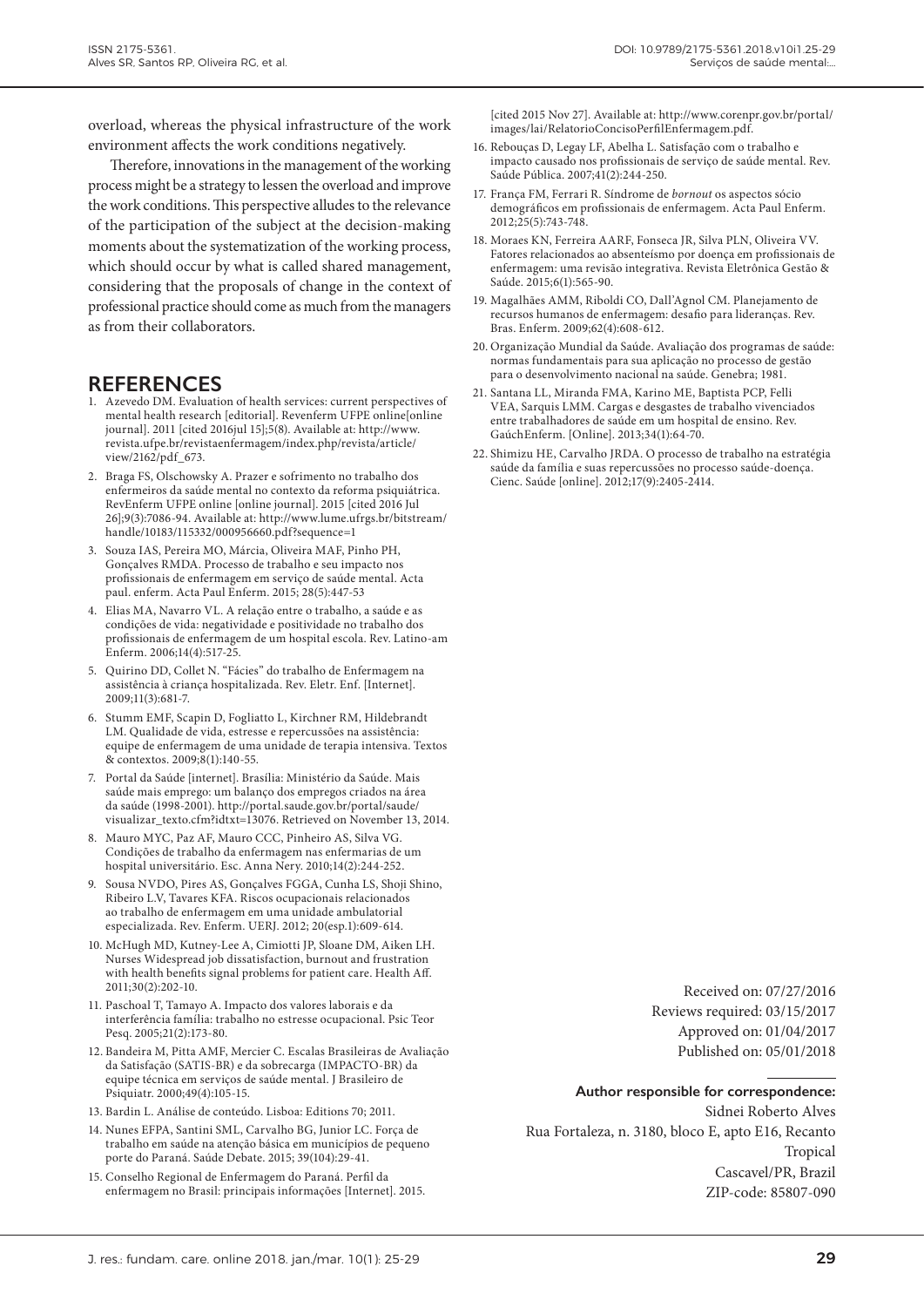overload, whereas the physical infrastructure of the work environment affects the work conditions negatively.

Therefore, innovations in the management of the working process might be a strategy to lessen the overload and improve the work conditions. This perspective alludes to the relevance of the participation of the subject at the decision-making moments about the systematization of the working process, which should occur by what is called shared management, considering that the proposals of change in the context of professional practice should come as much from the managers as from their collaborators.

## REFERENCES

1. Azevedo DM. Evaluation of health services: current perspectives of mental health research [editorial]. Revenferm UFPE online[online journal]. 2011 [cited 2016jul 15];5(8). Available at: http://www.revista.ufpe.br/revistaenfermagem/index.php/revista/article/view/2162/pdf_673.
2. Braga FS, Olschowsky A. Prazer e sofrimento no trabalho dos enfermeiros da saúde mental no contexto da reforma psiquiátrica. RevEnferm UFPE online [online journal]. 2015 [cited 2016 Jul 26];9(3):7086-94. Available at: http://www.lume.ufrgs.br/bitstream/handle/10183/115332/000956660.pdf?sequence=1
3. Souza IAS, Pereira MO, Márcia, Oliveira MAF, Pinho PH, Gonçalves RMDA. Processo de trabalho e seu impacto nos profissionais de enfermagem em serviço de saúde mental. Acta paul. enferm. Acta Paul Enferm. 2015; 28(5):447-53
4. Elias MA, Navarro VL. A relação entre o trabalho, a saúde e as condições de vida: negatividade e positividade no trabalho dos profissionais de enfermagem de um hospital escola. Rev. Latino-am Enferm. 2006;14(4):517-25.
5. Quirino DD, Collet N. "Fácies" do trabalho de Enfermagem na assistência à criança hospitalizada. Rev. Eletr. Enf. [Internet]. 2009;11(3):681-7.
6. Stumm EMF, Scapin D, Fogliatto L, Kirchner RM, Hildebrandt LM. Qualidade de vida, estresse e repercussões na assistência: equipe de enfermagem de uma unidade de terapia intensiva. Textos & contextos. 2009;8(1):140-55.
7. Portal da Saúde [internet]. Brasília: Ministério da Saúde. Mais saúde mais emprego: um balanço dos empregos criados na área da saúde (1998-2001). http://portal.saude.gov.br/portal/saude/visualizar_texto.cfm?idtxt=13076. Retrieved on November 13, 2014.
8. Mauro MYC, Paz AF, Mauro CCC, Pinheiro AS, Silva VG. Condições de trabalho da enfermagem nas enfermarias de um hospital universitário. Esc. Anna Nery. 2010;14(2):244-252.
9. Sousa NVDO, Pires AS, Gonçalves FGGA, Cunha LS, Shoji Shino, Ribeiro L.V, Tavares KFA. Riscos ocupacionais relacionados ao trabalho de enfermagem em uma unidade ambulatorial especializada. Rev. Enferm. UERJ. 2012; 20(esp.1):609-614.
10. McHugh MD, Kutney-Lee A, Cimiotti JP, Sloane DM, Aiken LH. Nurses Widespread job dissatisfaction, burnout and frustration with health benefits signal problems for patient care. Health Aff. 2011;30(2):202-10.
11. Paschoal T, Tamayo A. Impacto dos valores laborais e da interferência família: trabalho no estresse ocupacional. Psic Teor Pesq. 2005;21(2):173-80.
12. Bandeira M, Pitta AMF, Mercier C. Escalas Brasileiras de Avaliação da Satisfação (SATIS-BR) e da sobrecarga (IMPACTO-BR) da equipe técnica em serviços de saúde mental. J Brasileiro de Psiquiatr. 2000;49(4):105-15.
13. Bardin L. Análise de conteúdo. Lisboa: Editions 70; 2011.
14. Nunes EFPA, Santini SML, Carvalho BG, Junior LC. Força de trabalho em saúde na atenção básica em municípios de pequeno porte do Paraná. Saúde Debate. 2015; 39(104):29-41.
15. Conselho Regional de Enfermagem do Paraná. Perfil da enfermagem no Brasil: principais informações [Internet]. 2015. [cited 2015 Nov 27]. Available at: http://www.corenpr.gov.br/portal/images/lai/RelatorioConcisoPerfilEnfermagem.pdf.
16. Rebouças D, Legay LF, Abelha L. Satisfação com o trabalho e impacto causado nos profissionais de serviço de saúde mental. Rev. Saúde Pública. 2007;41(2):244-250.
17. França FM, Ferrari R. Síndrome de *bornout* os aspectos sócio demográficos em profissionais de enfermagem. Acta Paul Enferm. 2012;25(5):743-748.
18. Moraes KN, Ferreira AARF, Fonseca JR, Silva PLN, Oliveira VV. Fatores relacionados ao absenteísmo por doença em profissionais de enfermagem: uma revisão integrativa. Revista Eletrônica Gestão & Saúde. 2015;6(1):565-90.
19. Magalhães AMM, Riboldi CO, Dall'Agnol CM. Planejamento de recursos humanos de enfermagem: desafio para lideranças. Rev. Bras. Enferm. 2009;62(4):608-612.
20. Organização Mundial da Saúde. Avaliação dos programas de saúde: normas fundamentais para sua aplicação no processo de gestão para o desenvolvimento nacional na saúde. Genebra; 1981.
21. Santana LL, Miranda FMA, Karino ME, Baptista PCP, Felli VEA, Sarquis LMM. Cargas e desgastes de trabalho vivenciados entre trabalhadores de saúde em um hospital de ensino. Rev. GaúchEnferm. [Online]. 2013;34(1):64-70.
22. Shimizu HE, Carvalho JRDA. O processo de trabalho na estratégia saúde da família e suas repercussões no processo saúde-doença. Cienc. Saúde [online]. 2012;17(9):2405-2414.

Received on: 07/27/2016
Reviews required: 03/15/2017
Approved on: 01/04/2017
Published on: 05/01/2018

**Author responsible for correspondence:**
Sidnei Roberto Alves
Rua Fortaleza, n. 3180, bloco E, apto E16, Recanto Tropical
Cascavel/PR, Brazil
ZIP-code: 85807-090